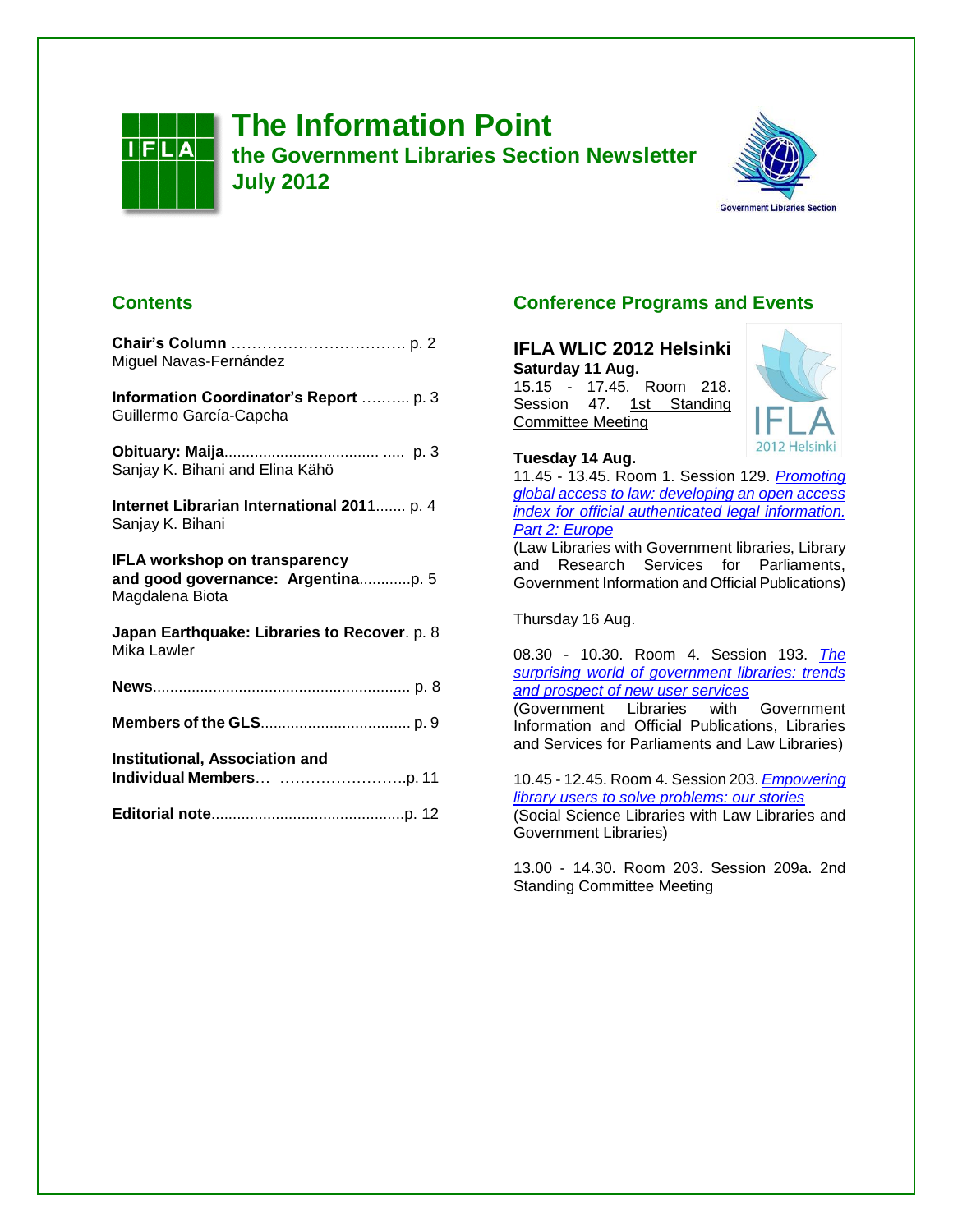# The Information Point

## the Government Libraries Section Newsletter

## July 2012

## Contents

**Chair's Column** …………………………… p. 2
Miguel Navas-Fernández

**Information Coordinator's Report** ……... p. 3
Guillermo García-Capcha

**Obituary: Maija**.................................. ..... p. 3
Sanjay K. Bihani and Elina Kähö

**Internet Librarian International 2011**....... p. 4
Sanjay K. Bihani

**IFLA workshop on transparency and good governance: Argentina**............p. 5
Magdalena Biota

**Japan Earthquake: Libraries to Recover**. p. 8
Mika Lawler

**News**........................................................... p. 8

**Members of the GLS**.................................. p. 9

**Institutional, Association and Individual Members**… …………………….p. 11

**Editorial note**............................................p. 12

## Conference Programs and Events

### IFLA WLIC 2012 Helsinki

**Saturday 11 Aug.**
15.15 - 17.45. Room 218. Session 47. 1st Standing Committee Meeting

**Tuesday 14 Aug.**
11.45 - 13.45. Room 1. Session 129. *Promoting global access to law: developing an open access index for official authenticated legal information. Part 2: Europe*
(Law Libraries with Government libraries, Library and Research Services for Parliaments, Government Information and Official Publications)

Thursday 16 Aug.

08.30 - 10.30. Room 4. Session 193. *The surprising world of government libraries: trends and prospect of new user services*
(Government Libraries with Government Information and Official Publications, Libraries and Services for Parliaments and Law Libraries)

10.45 - 12.45. Room 4. Session 203. *Empowering library users to solve problems: our stories*
(Social Science Libraries with Law Libraries and Government Libraries)

13.00 - 14.30. Room 203. Session 209a. 2nd Standing Committee Meeting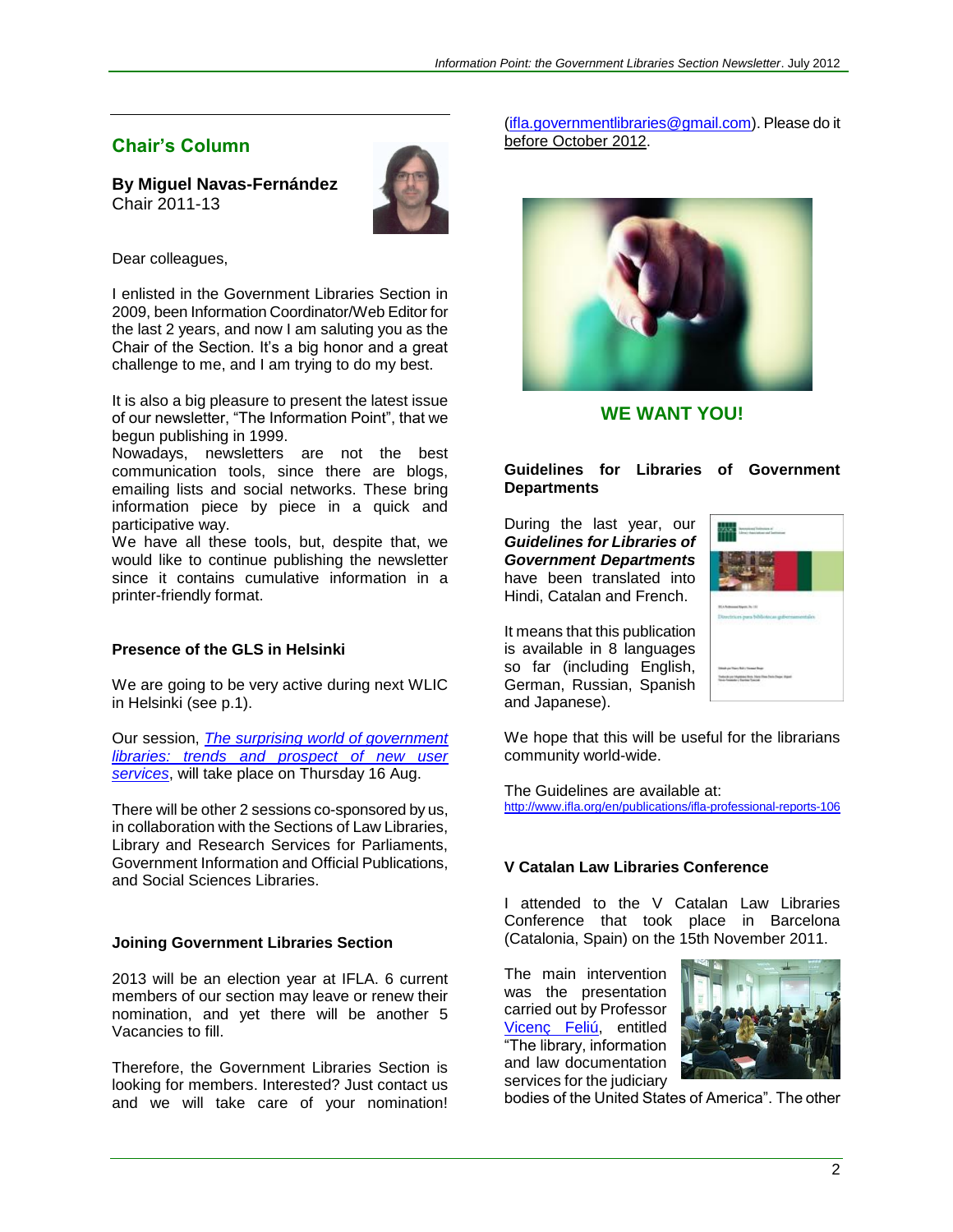## Chair's Column

**By Miguel Navas-Fernández**
Chair 2011-13

Dear colleagues,

I enlisted in the Government Libraries Section in 2009, been Information Coordinator/Web Editor for the last 2 years, and now I am saluting you as the Chair of the Section. It's a big honor and a great challenge to me, and I am trying to do my best.

It is also a big pleasure to present the latest issue of our newsletter, "The Information Point", that we begun publishing in 1999.
Nowadays, newsletters are not the best communication tools, since there are blogs, emailing lists and social networks. These bring information piece by piece in a quick and participative way.
We have all these tools, but, despite that, we would like to continue publishing the newsletter since it contains cumulative information in a printer-friendly format.

### Presence of the GLS in Helsinki

We are going to be very active during next WLIC in Helsinki (see p.1).

Our session, *The surprising world of government libraries: trends and prospect of new user services*, will take place on Thursday 16 Aug.

There will be other 2 sessions co-sponsored by us, in collaboration with the Sections of Law Libraries, Library and Research Services for Parliaments, Government Information and Official Publications, and Social Sciences Libraries.

### Joining Government Libraries Section

2013 will be an election year at IFLA. 6 current members of our section may leave or renew their nomination, and yet there will be another 5 Vacancies to fill.

Therefore, the Government Libraries Section is looking for members. Interested? Just contact us and we will take care of your nomination! (ifla.governmentlibraries@gmail.com). Please do it before October 2012.

**WE WANT YOU!**

### Guidelines for Libraries of Government Departments

During the last year, our ***Guidelines for Libraries of Government Departments*** have been translated into Hindi, Catalan and French.

It means that this publication is available in 8 languages so far (including English, German, Russian, Spanish and Japanese).

We hope that this will be useful for the librarians community world-wide.

The Guidelines are available at:
http://www.ifla.org/en/publications/ifla-professional-reports-106

### V Catalan Law Libraries Conference

I attended to the V Catalan Law Libraries Conference that took place in Barcelona (Catalonia, Spain) on the 15th November 2011.

The main intervention was the presentation carried out by Professor Vicenç Feliú, entitled "The library, information and law documentation services for the judiciary bodies of the United States of America". The other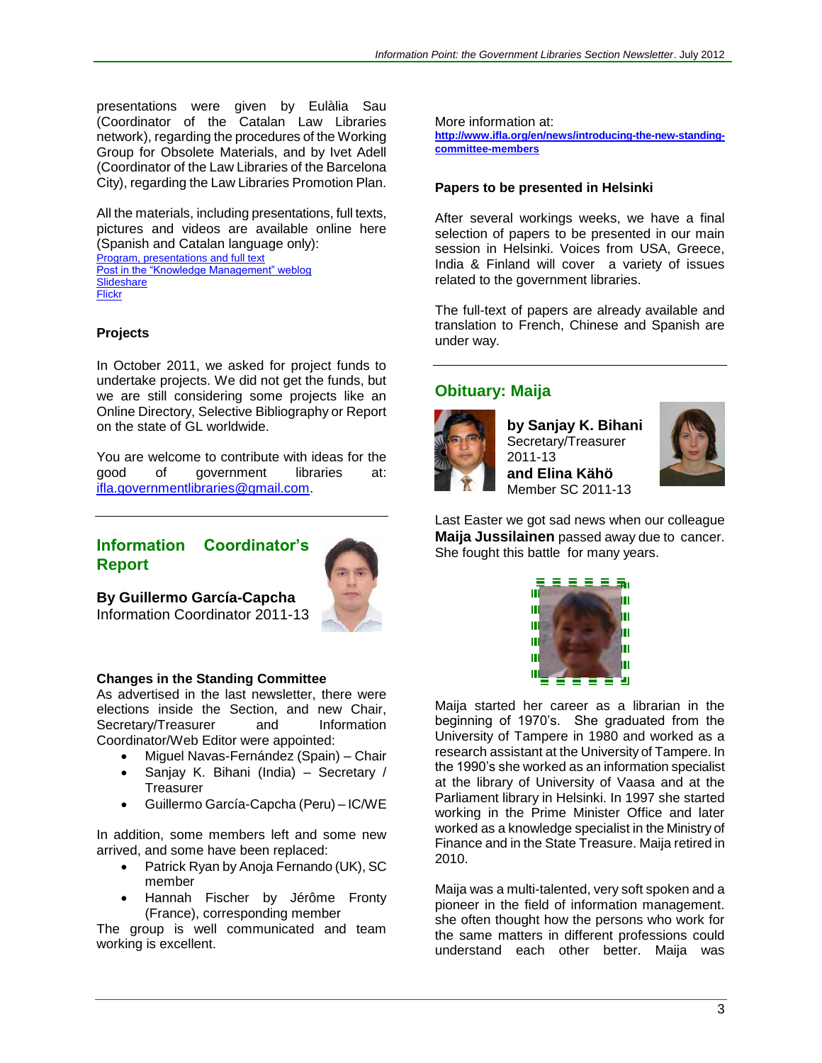presentations were given by Eulàlia Sau (Coordinator of the Catalan Law Libraries network), regarding the procedures of the Working Group for Obsolete Materials, and by Ivet Adell (Coordinator of the Law Libraries of the Barcelona City), regarding the Law Libraries Promotion Plan.

All the materials, including presentations, full texts, pictures and videos are available online here (Spanish and Catalan language only):
Program, presentations and full text
Post in the "Knowledge Management" weblog
Slideshare
Flickr

### Projects

In October 2011, we asked for project funds to undertake projects. We did not get the funds, but we are still considering some projects like an Online Directory, Selective Bibliography or Report on the state of GL worldwide.

You are welcome to contribute with ideas for the good of government libraries at: ifla.governmentlibraries@gmail.com.

## Information Coordinator's Report

**By Guillermo García-Capcha**
Information Coordinator 2011-13

### Changes in the Standing Committee

As advertised in the last newsletter, there were elections inside the Section, and new Chair, Secretary/Treasurer and Information Coordinator/Web Editor were appointed:

- Miguel Navas-Fernández (Spain) – Chair
- Sanjay K. Bihani (India) – Secretary / Treasurer
- Guillermo García-Capcha (Peru) – IC/WE

In addition, some members left and some new arrived, and some have been replaced:

- Patrick Ryan by Anoja Fernando (UK), SC member
- Hannah Fischer by Jérôme Fronty (France), corresponding member

The group is well communicated and team working is excellent.

More information at:
**http://www.ifla.org/en/news/introducing-the-new-standing-committee-members**

### Papers to be presented in Helsinki

After several workings weeks, we have a final selection of papers to be presented in our main session in Helsinki. Voices from USA, Greece, India & Finland will cover a variety of issues related to the government libraries.

The full-text of papers are already available and translation to French, Chinese and Spanish are under way.

## Obituary: Maija

**by Sanjay K. Bihani**
Secretary/Treasurer 2011-13
**and Elina Kähö**
Member SC 2011-13

Last Easter we got sad news when our colleague **Maija Jussilainen** passed away due to cancer. She fought this battle for many years.

Maija started her career as a librarian in the beginning of 1970's. She graduated from the University of Tampere in 1980 and worked as a research assistant at the University of Tampere. In the 1990's she worked as an information specialist at the library of University of Vaasa and at the Parliament library in Helsinki. In 1997 she started working in the Prime Minister Office and later worked as a knowledge specialist in the Ministry of Finance and in the State Treasure. Maija retired in 2010.

Maija was a multi-talented, very soft spoken and a pioneer in the field of information management. she often thought how the persons who work for the same matters in different professions could understand each other better. Maija was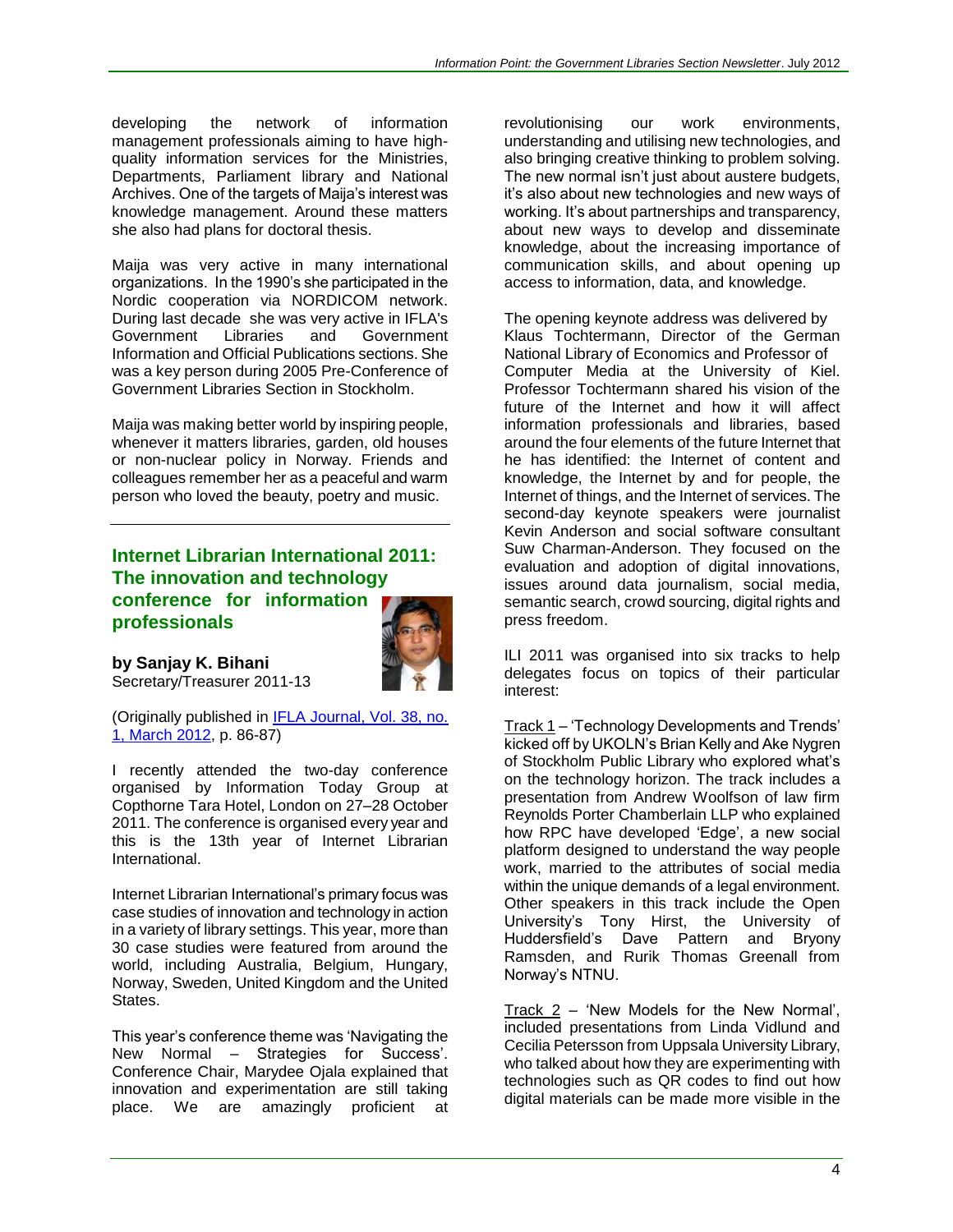developing the network of information management professionals aiming to have high-quality information services for the Ministries, Departments, Parliament library and National Archives. One of the targets of Maija's interest was knowledge management. Around these matters she also had plans for doctoral thesis.

Maija was very active in many international organizations. In the 1990's she participated in the Nordic cooperation via NORDICOM network. During last decade she was very active in IFLA's Government Libraries and Government Information and Official Publications sections. She was a key person during 2005 Pre-Conference of Government Libraries Section in Stockholm.

Maija was making better world by inspiring people, whenever it matters libraries, garden, old houses or non-nuclear policy in Norway. Friends and colleagues remember her as a peaceful and warm person who loved the beauty, poetry and music.

---

## Internet Librarian International 2011: The innovation and technology conference for information professionals

**by Sanjay K. Bihani**
Secretary/Treasurer 2011-13

(Originally published in [IFLA Journal, Vol. 38, no. 1, March 2012](), p. 86-87)

I recently attended the two-day conference organised by Information Today Group at Copthorne Tara Hotel, London on 27–28 October 2011. The conference is organised every year and this is the 13th year of Internet Librarian International.

Internet Librarian International's primary focus was case studies of innovation and technology in action in a variety of library settings. This year, more than 30 case studies were featured from around the world, including Australia, Belgium, Hungary, Norway, Sweden, United Kingdom and the United States.

This year's conference theme was 'Navigating the New Normal – Strategies for Success'. Conference Chair, Marydee Ojala explained that innovation and experimentation are still taking place. We are amazingly proficient at revolutionising our work environments, understanding and utilising new technologies, and also bringing creative thinking to problem solving. The new normal isn't just about austere budgets, it's also about new technologies and new ways of working. It's about partnerships and transparency, about new ways to develop and disseminate knowledge, about the increasing importance of communication skills, and about opening up access to information, data, and knowledge.

The opening keynote address was delivered by Klaus Tochtermann, Director of the German National Library of Economics and Professor of Computer Media at the University of Kiel. Professor Tochtermann shared his vision of the future of the Internet and how it will affect information professionals and libraries, based around the four elements of the future Internet that he has identified: the Internet of content and knowledge, the Internet by and for people, the Internet of things, and the Internet of services. The second-day keynote speakers were journalist Kevin Anderson and social software consultant Suw Charman-Anderson. They focused on the evaluation and adoption of digital innovations, issues around data journalism, social media, semantic search, crowd sourcing, digital rights and press freedom.

ILI 2011 was organised into six tracks to help delegates focus on topics of their particular interest:

Track 1 – 'Technology Developments and Trends' kicked off by UKOLN's Brian Kelly and Ake Nygren of Stockholm Public Library who explored what's on the technology horizon. The track includes a presentation from Andrew Woolfson of law firm Reynolds Porter Chamberlain LLP who explained how RPC have developed 'Edge', a new social platform designed to understand the way people work, married to the attributes of social media within the unique demands of a legal environment. Other speakers in this track include the Open University's Tony Hirst, the University of Huddersfield's Dave Pattern and Bryony Ramsden, and Rurik Thomas Greenall from Norway's NTNU.

Track 2 – 'New Models for the New Normal', included presentations from Linda Vidlund and Cecilia Petersson from Uppsala University Library, who talked about how they are experimenting with technologies such as QR codes to find out how digital materials can be made more visible in the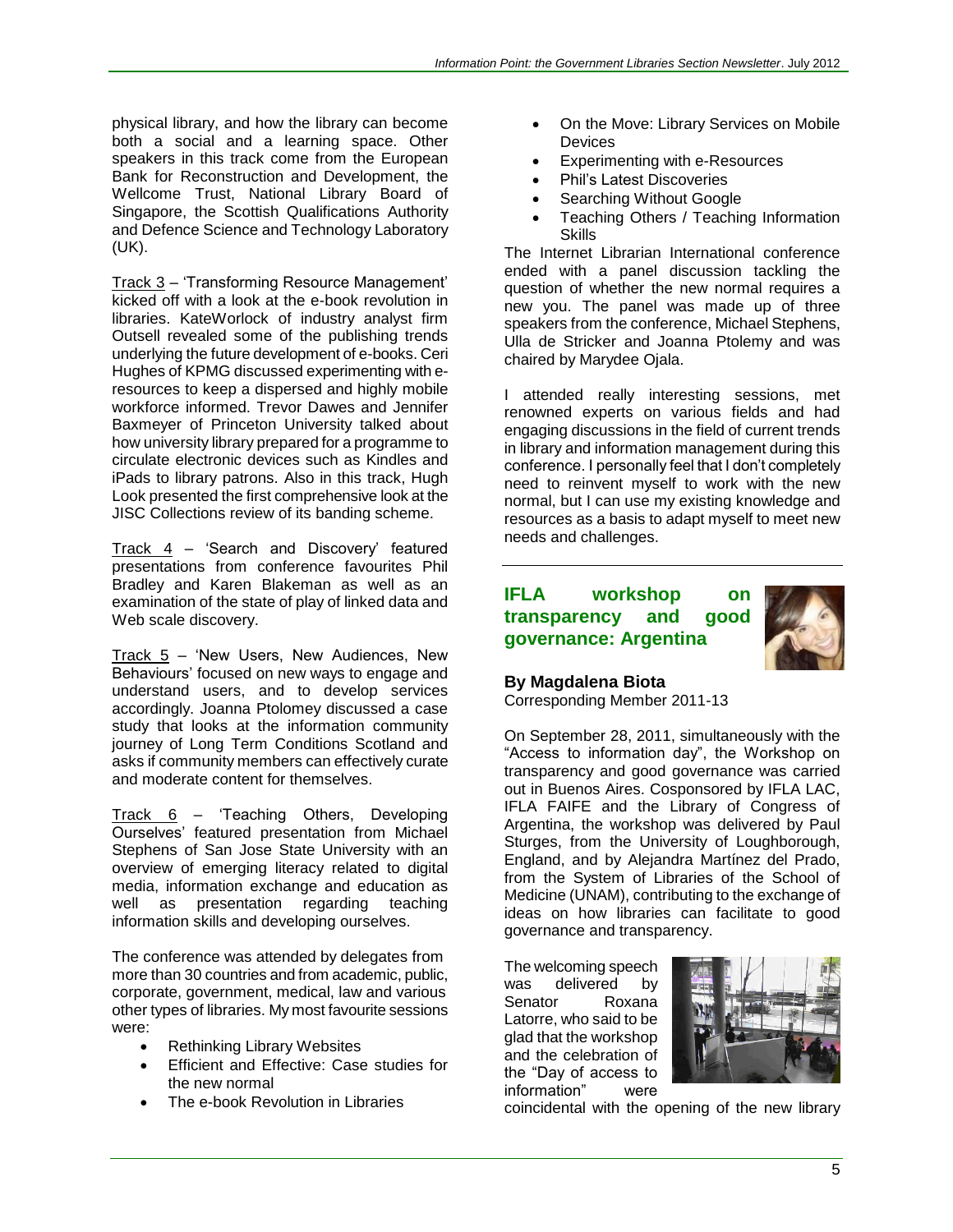physical library, and how the library can become both a social and a learning space. Other speakers in this track come from the European Bank for Reconstruction and Development, the Wellcome Trust, National Library Board of Singapore, the Scottish Qualifications Authority and Defence Science and Technology Laboratory (UK).

Track 3 – 'Transforming Resource Management' kicked off with a look at the e-book revolution in libraries. KateWorlock of industry analyst firm Outsell revealed some of the publishing trends underlying the future development of e-books. Ceri Hughes of KPMG discussed experimenting with e-resources to keep a dispersed and highly mobile workforce informed. Trevor Dawes and Jennifer Baxmeyer of Princeton University talked about how university library prepared for a programme to circulate electronic devices such as Kindles and iPads to library patrons. Also in this track, Hugh Look presented the first comprehensive look at the JISC Collections review of its banding scheme.

Track 4 – 'Search and Discovery' featured presentations from conference favourites Phil Bradley and Karen Blakeman as well as an examination of the state of play of linked data and Web scale discovery.

Track 5 – 'New Users, New Audiences, New Behaviours' focused on new ways to engage and understand users, and to develop services accordingly. Joanna Ptolomey discussed a case study that looks at the information community journey of Long Term Conditions Scotland and asks if community members can effectively curate and moderate content for themselves.

Track 6 – 'Teaching Others, Developing Ourselves' featured presentation from Michael Stephens of San Jose State University with an overview of emerging literacy related to digital media, information exchange and education as well as presentation regarding teaching information skills and developing ourselves.

The conference was attended by delegates from more than 30 countries and from academic, public, corporate, government, medical, law and various other types of libraries. My most favourite sessions were:

- Rethinking Library Websites
- Efficient and Effective: Case studies for the new normal
- The e-book Revolution in Libraries
- On the Move: Library Services on Mobile Devices
- Experimenting with e-Resources
- Phil's Latest Discoveries
- Searching Without Google
- Teaching Others / Teaching Information Skills

The Internet Librarian International conference ended with a panel discussion tackling the question of whether the new normal requires a new you. The panel was made up of three speakers from the conference, Michael Stephens, Ulla de Stricker and Joanna Ptolemy and was chaired by Marydee Ojala.

I attended really interesting sessions, met renowned experts on various fields and had engaging discussions in the field of current trends in library and information management during this conference. I personally feel that I don't completely need to reinvent myself to work with the new normal, but I can use my existing knowledge and resources as a basis to adapt myself to meet new needs and challenges.

---

## IFLA workshop on transparency and good governance: Argentina

**By Magdalena Biota**
Corresponding Member 2011-13

On September 28, 2011, simultaneously with the "Access to information day", the Workshop on transparency and good governance was carried out in Buenos Aires. Cosponsored by IFLA LAC, IFLA FAIFE and the Library of Congress of Argentina, the workshop was delivered by Paul Sturges, from the University of Loughborough, England, and by Alejandra Martínez del Prado, from the System of Libraries of the School of Medicine (UNAM), contributing to the exchange of ideas on how libraries can facilitate to good governance and transparency.

The welcoming speech was delivered by Senator Roxana Latorre, who said to be glad that the workshop and the celebration of the "Day of access to information" were coincidental with the opening of the new library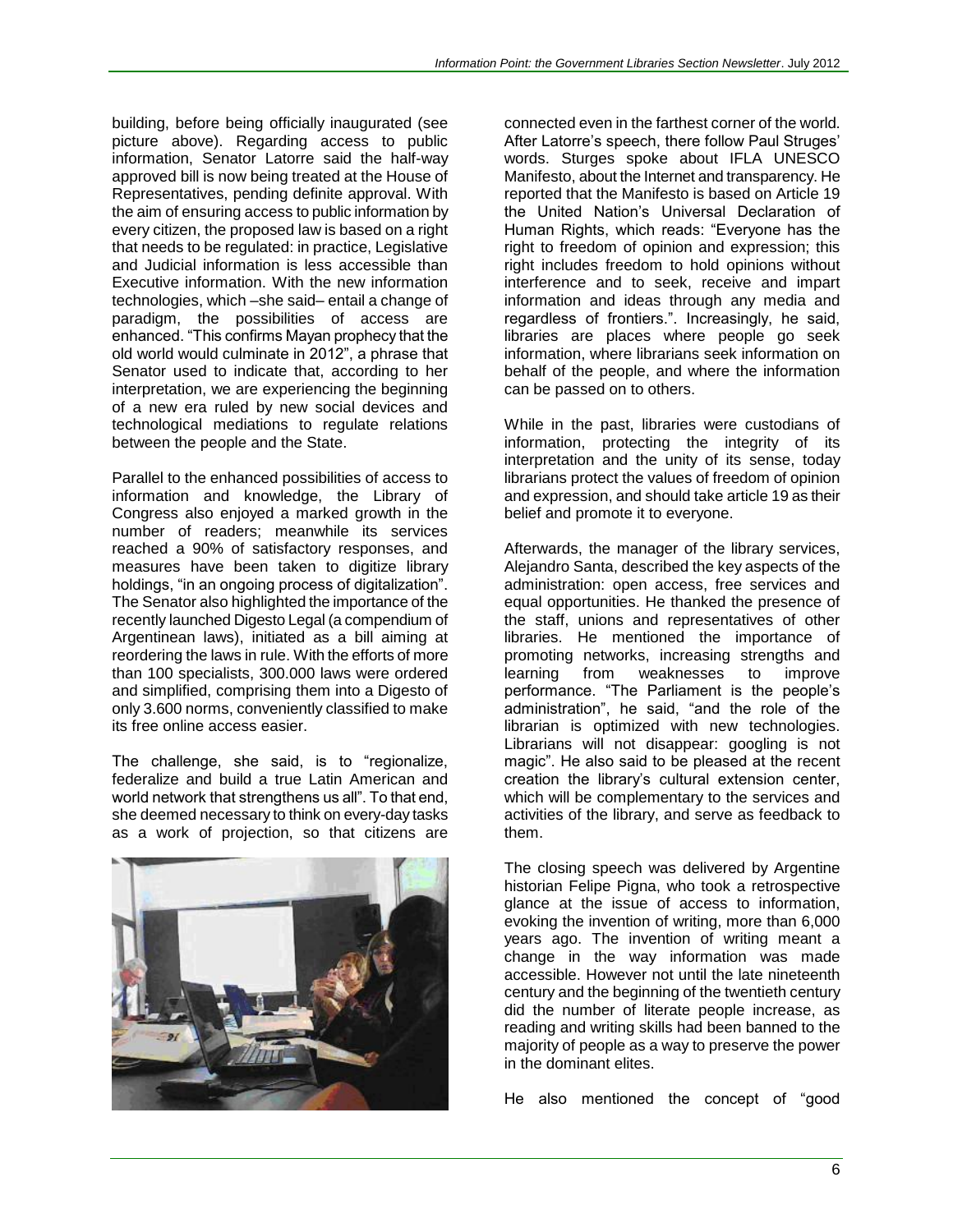building, before being officially inaugurated (see picture above). Regarding access to public information, Senator Latorre said the half-way approved bill is now being treated at the House of Representatives, pending definite approval. With the aim of ensuring access to public information by every citizen, the proposed law is based on a right that needs to be regulated: in practice, Legislative and Judicial information is less accessible than Executive information. With the new information technologies, which –she said– entail a change of paradigm, the possibilities of access are enhanced. "This confirms Mayan prophecy that the old world would culminate in 2012", a phrase that Senator used to indicate that, according to her interpretation, we are experiencing the beginning of a new era ruled by new social devices and technological mediations to regulate relations between the people and the State.

Parallel to the enhanced possibilities of access to information and knowledge, the Library of Congress also enjoyed a marked growth in the number of readers; meanwhile its services reached a 90% of satisfactory responses, and measures have been taken to digitize library holdings, "in an ongoing process of digitalization". The Senator also highlighted the importance of the recently launched Digesto Legal (a compendium of Argentinean laws), initiated as a bill aiming at reordering the laws in rule. With the efforts of more than 100 specialists, 300.000 laws were ordered and simplified, comprising them into a Digesto of only 3.600 norms, conveniently classified to make its free online access easier.

The challenge, she said, is to "regionalize, federalize and build a true Latin American and world network that strengthens us all". To that end, she deemed necessary to think on every-day tasks as a work of projection, so that citizens are connected even in the farthest corner of the world. After Latorre's speech, there follow Paul Struges' words. Sturges spoke about IFLA UNESCO Manifesto, about the Internet and transparency. He reported that the Manifesto is based on Article 19 the United Nation's Universal Declaration of Human Rights, which reads: "Everyone has the right to freedom of opinion and expression; this right includes freedom to hold opinions without interference and to seek, receive and impart information and ideas through any media and regardless of frontiers.". Increasingly, he said, libraries are places where people go seek information, where librarians seek information on behalf of the people, and where the information can be passed on to others.

While in the past, libraries were custodians of information, protecting the integrity of its interpretation and the unity of its sense, today librarians protect the values of freedom of opinion and expression, and should take article 19 as their belief and promote it to everyone.

Afterwards, the manager of the library services, Alejandro Santa, described the key aspects of the administration: open access, free services and equal opportunities. He thanked the presence of the staff, unions and representatives of other libraries. He mentioned the importance of promoting networks, increasing strengths and learning from weaknesses to improve performance. "The Parliament is the people's administration", he said, "and the role of the librarian is optimized with new technologies. Librarians will not disappear: googling is not magic". He also said to be pleased at the recent creation the library's cultural extension center, which will be complementary to the services and activities of the library, and serve as feedback to them.

The closing speech was delivered by Argentine historian Felipe Pigna, who took a retrospective glance at the issue of access to information, evoking the invention of writing, more than 6,000 years ago. The invention of writing meant a change in the way information was made accessible. However not until the late nineteenth century and the beginning of the twentieth century did the number of literate people increase, as reading and writing skills had been banned to the majority of people as a way to preserve the power in the dominant elites.

He also mentioned the concept of "good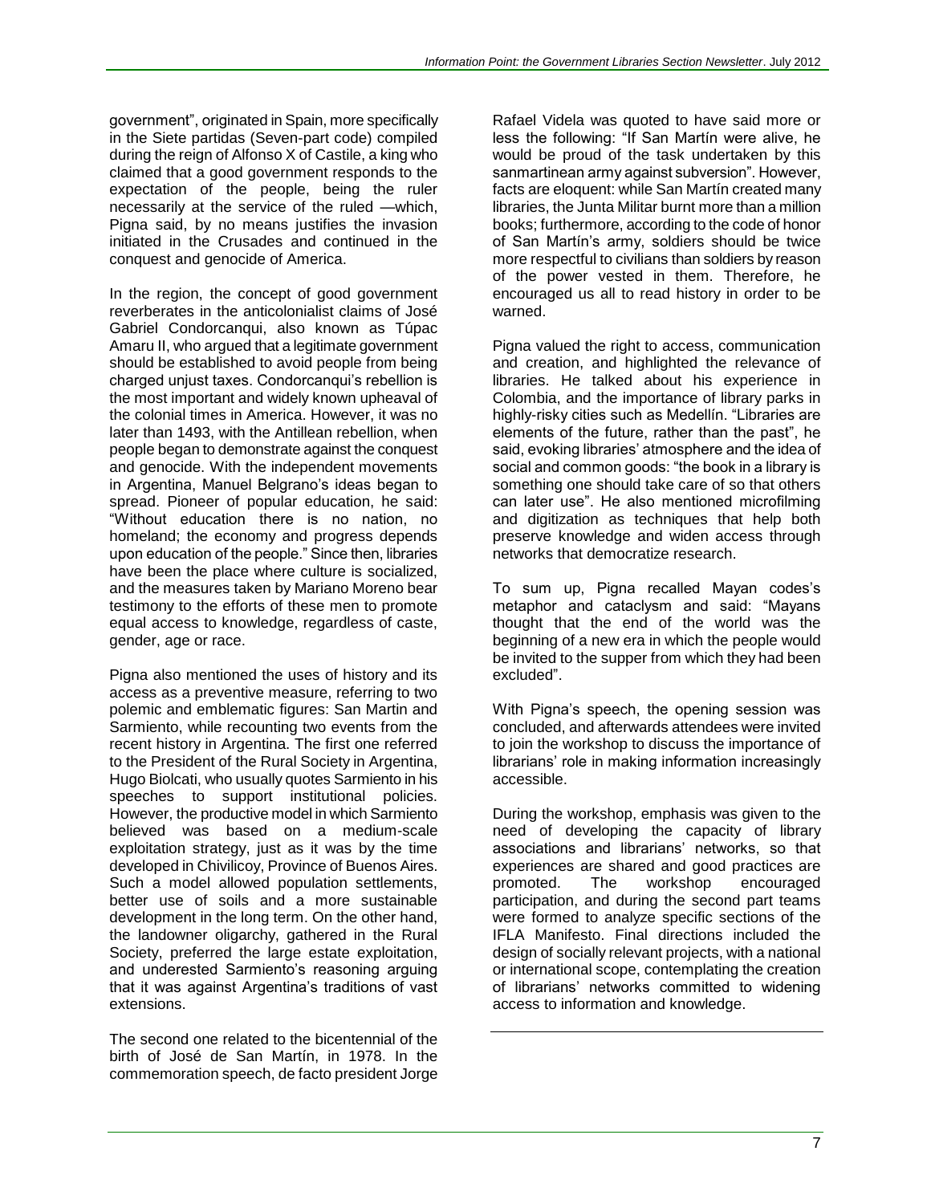government", originated in Spain, more specifically in the Siete partidas (Seven-part code) compiled during the reign of Alfonso X of Castile, a king who claimed that a good government responds to the expectation of the people, being the ruler necessarily at the service of the ruled —which, Pigna said, by no means justifies the invasion initiated in the Crusades and continued in the conquest and genocide of America.

In the region, the concept of good government reverberates in the anticolonialist claims of José Gabriel Condorcanqui, also known as Túpac Amaru II, who argued that a legitimate government should be established to avoid people from being charged unjust taxes. Condorcanqui's rebellion is the most important and widely known upheaval of the colonial times in America. However, it was no later than 1493, with the Antillean rebellion, when people began to demonstrate against the conquest and genocide. With the independent movements in Argentina, Manuel Belgrano's ideas began to spread. Pioneer of popular education, he said: "Without education there is no nation, no homeland; the economy and progress depends upon education of the people." Since then, libraries have been the place where culture is socialized, and the measures taken by Mariano Moreno bear testimony to the efforts of these men to promote equal access to knowledge, regardless of caste, gender, age or race.

Pigna also mentioned the uses of history and its access as a preventive measure, referring to two polemic and emblematic figures: San Martin and Sarmiento, while recounting two events from the recent history in Argentina. The first one referred to the President of the Rural Society in Argentina, Hugo Biolcati, who usually quotes Sarmiento in his speeches to support institutional policies. However, the productive model in which Sarmiento believed was based on a medium-scale exploitation strategy, just as it was by the time developed in Chivilicoy, Province of Buenos Aires. Such a model allowed population settlements, better use of soils and a more sustainable development in the long term. On the other hand, the landowner oligarchy, gathered in the Rural Society, preferred the large estate exploitation, and underested Sarmiento's reasoning arguing that it was against Argentina's traditions of vast extensions.

The second one related to the bicentennial of the birth of José de San Martín, in 1978. In the commemoration speech, de facto president Jorge Rafael Videla was quoted to have said more or less the following: "If San Martín were alive, he would be proud of the task undertaken by this sanmartinean army against subversion". However, facts are eloquent: while San Martín created many libraries, the Junta Militar burnt more than a million books; furthermore, according to the code of honor of San Martín's army, soldiers should be twice more respectful to civilians than soldiers by reason of the power vested in them. Therefore, he encouraged us all to read history in order to be warned.

Pigna valued the right to access, communication and creation, and highlighted the relevance of libraries. He talked about his experience in Colombia, and the importance of library parks in highly-risky cities such as Medellín. "Libraries are elements of the future, rather than the past", he said, evoking libraries' atmosphere and the idea of social and common goods: "the book in a library is something one should take care of so that others can later use". He also mentioned microfilming and digitization as techniques that help both preserve knowledge and widen access through networks that democratize research.

To sum up, Pigna recalled Mayan codes's metaphor and cataclysm and said: "Mayans thought that the end of the world was the beginning of a new era in which the people would be invited to the supper from which they had been excluded".

With Pigna's speech, the opening session was concluded, and afterwards attendees were invited to join the workshop to discuss the importance of librarians' role in making information increasingly accessible.

During the workshop, emphasis was given to the need of developing the capacity of library associations and librarians' networks, so that experiences are shared and good practices are promoted. The workshop encouraged participation, and during the second part teams were formed to analyze specific sections of the IFLA Manifesto. Final directions included the design of socially relevant projects, with a national or international scope, contemplating the creation of librarians' networks committed to widening access to information and knowledge.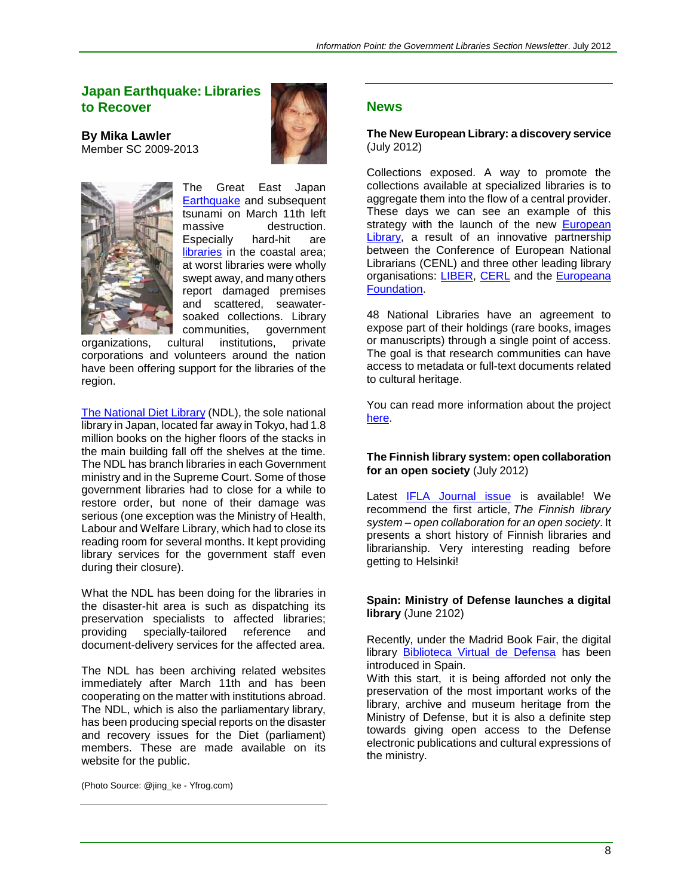## Japan Earthquake: Libraries to Recover

**By Mika Lawler**
Member SC 2009-2013

The Great East Japan Earthquake and subsequent tsunami on March 11th left massive destruction. Especially hard-hit are libraries in the coastal area; at worst libraries were wholly swept away, and many others report damaged premises and scattered, seawater-soaked collections. Library communities, government organizations, cultural institutions, private corporations and volunteers around the nation have been offering support for the libraries of the region.

The National Diet Library (NDL), the sole national library in Japan, located far away in Tokyo, had 1.8 million books on the higher floors of the stacks in the main building fall off the shelves at the time. The NDL has branch libraries in each Government ministry and in the Supreme Court. Some of those government libraries had to close for a while to restore order, but none of their damage was serious (one exception was the Ministry of Health, Labour and Welfare Library, which had to close its reading room for several months. It kept providing library services for the government staff even during their closure).

What the NDL has been doing for the libraries in the disaster-hit area is such as dispatching its preservation specialists to affected libraries; providing specially-tailored reference and document-delivery services for the affected area.

The NDL has been archiving related websites immediately after March 11th and has been cooperating on the matter with institutions abroad. The NDL, which is also the parliamentary library, has been producing special reports on the disaster and recovery issues for the Diet (parliament) members. These are made available on its website for the public.

(Photo Source: @jing_ke - Yfrog.com)

## News

**The New European Library: a discovery service** (July 2012)

Collections exposed. A way to promote the collections available at specialized libraries is to aggregate them into the flow of a central provider. These days we can see an example of this strategy with the launch of the new European Library, a result of an innovative partnership between the Conference of European National Librarians (CENL) and three other leading library organisations: LIBER, CERL and the Europeana Foundation.

48 National Libraries have an agreement to expose part of their holdings (rare books, images or manuscripts) through a single point of access. The goal is that research communities can have access to metadata or full-text documents related to cultural heritage.

You can read more information about the project here.

**The Finnish library system: open collaboration for an open society** (July 2012)

Latest IFLA Journal issue is available! We recommend the first article, *The Finnish library system – open collaboration for an open society*. It presents a short history of Finnish libraries and librarianship. Very interesting reading before getting to Helsinki!

**Spain: Ministry of Defense launches a digital library** (June 2102)

Recently, under the Madrid Book Fair, the digital library Biblioteca Virtual de Defensa has been introduced in Spain.
With this start, it is being afforded not only the preservation of the most important works of the library, archive and museum heritage from the Ministry of Defense, but it is also a definite step towards giving open access to the Defense electronic publications and cultural expressions of the ministry.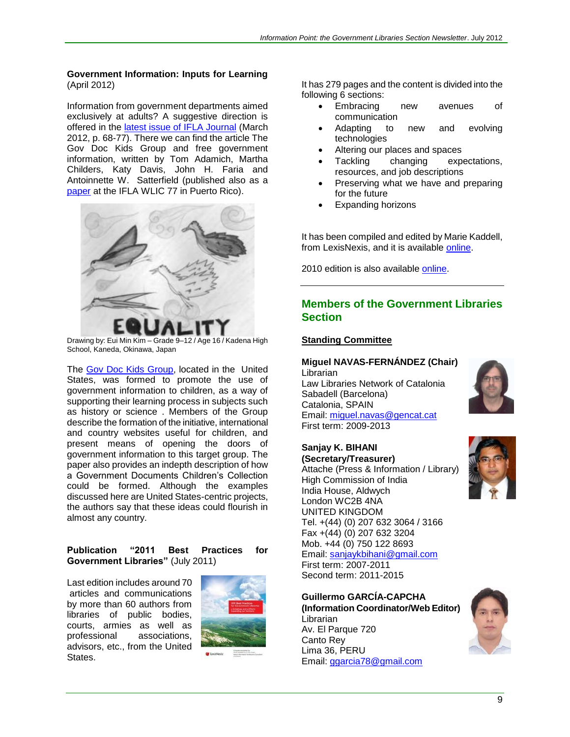**Government Information: Inputs for Learning** (April 2012)

Information from government departments aimed exclusively at adults? A suggestive direction is offered in the latest issue of IFLA Journal (March 2012, p. 68-77). There we can find the article The Gov Doc Kids Group and free government information, written by Tom Adamich, Martha Childers, Katy Davis, John H. Faria and Antoinnette W. Satterfield (published also as a paper at the IFLA WLIC 77 in Puerto Rico).

Drawing by: Eui Min Kim – Grade 9–12 / Age 16 / Kadena High School, Kaneda, Okinawa, Japan

The Gov Doc Kids Group, located in the United States, was formed to promote the use of government information to children, as a way of supporting their learning process in subjects such as history or science . Members of the Group describe the formation of the initiative, international and country websites useful for children, and present means of opening the doors of government information to this target group. The paper also provides an indepth description of how a Government Documents Children's Collection could be formed. Although the examples discussed here are United States-centric projects, the authors say that these ideas could flourish in almost any country.

**Publication "2011 Best Practices for Government Libraries"** (July 2011)

Last edition includes around 70 articles and communications by more than 60 authors from libraries of public bodies, courts, armies as well as professional associations, advisors, etc., from the United States.

It has 279 pages and the content is divided into the following 6 sections:

- Embracing new avenues of communication
- Adapting to new and evolving technologies
- Altering our places and spaces
- Tackling changing expectations, resources, and job descriptions
- Preserving what we have and preparing for the future
- Expanding horizons

It has been compiled and edited by Marie Kaddell, from LexisNexis, and it is available online.

2010 edition is also available online.

---

## Members of the Government Libraries Section

**Standing Committee**

**Miguel NAVAS-FERNÁNDEZ (Chair)**
Librarian
Law Libraries Network of Catalonia
Sabadell (Barcelona)
Catalonia, SPAIN
Email: miguel.navas@gencat.cat
First term: 2009-2013

**Sanjay K. BIHANI (Secretary/Treasurer)**
Attache (Press & Information / Library)
High Commission of India
India House, Aldwych
London WC2B 4NA
UNITED KINGDOM
Tel. +(44) (0) 207 632 3064 / 3166
Fax +(44) (0) 207 632 3204
Mob. +44 (0) 750 122 8693
Email: sanjaykbihani@gmail.com
First term: 2007-2011
Second term: 2011-2015

**Guillermo GARCÍA-CAPCHA (Information Coordinator/Web Editor)**
Librarian
Av. El Parque 720
Canto Rey
Lima 36, PERU
Email: ggarcia78@gmail.com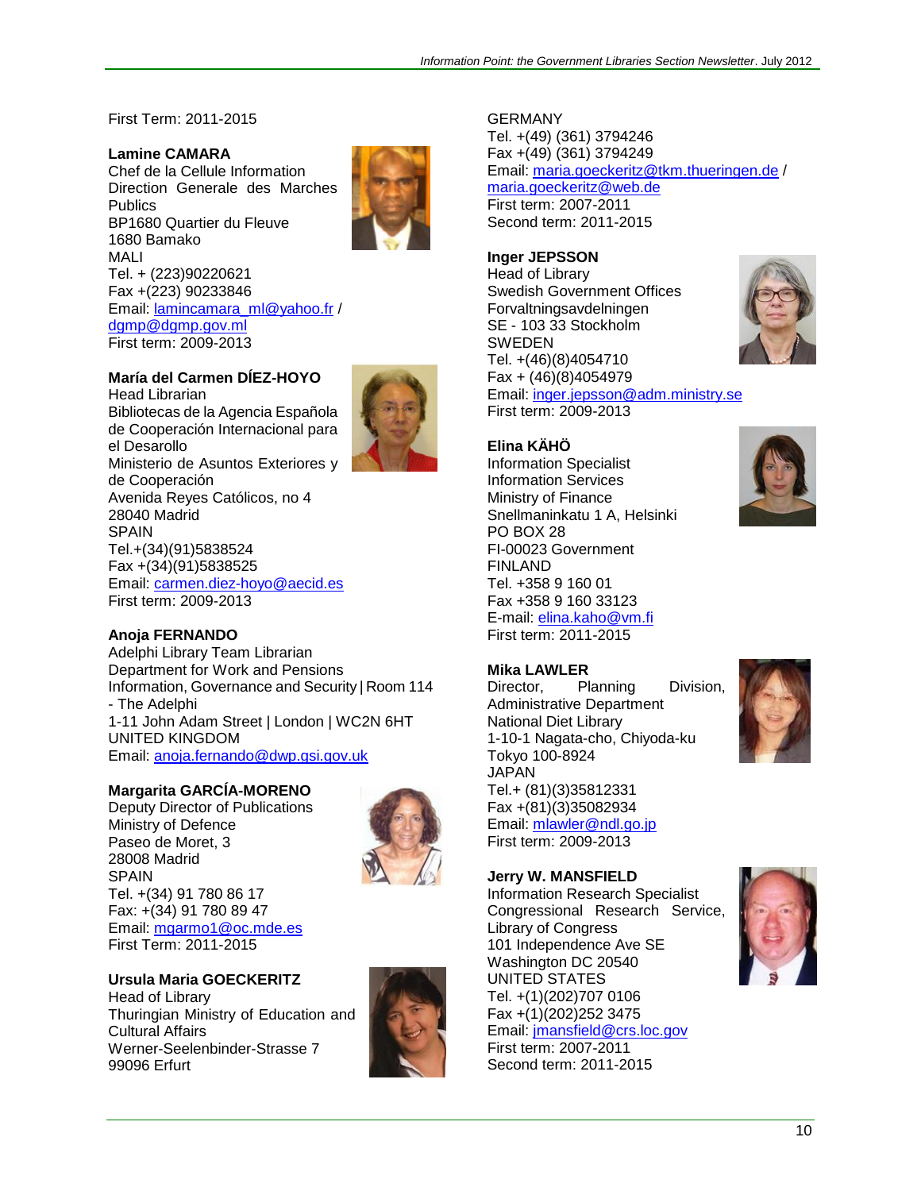First Term: 2011-2015

**Lamine CAMARA**
Chef de la Cellule Information
Direction Generale des Marches Publics
BP1680 Quartier du Fleuve
1680 Bamako
MALI
Tel. + (223)90220621
Fax +(223) 90233846
Email: lamincamara_ml@yahoo.fr / dgmp@dgmp.gov.ml
First term: 2009-2013

**María del Carmen DÍEZ-HOYO**
Head Librarian
Bibliotecas de la Agencia Española de Cooperación Internacional para el Desarollo
Ministerio de Asuntos Exteriores y de Cooperación
Avenida Reyes Católicos, no 4
28040 Madrid
SPAIN
Tel.+(34)(91)5838524
Fax +(34)(91)5838525
Email: carmen.diez-hoyo@aecid.es
First term: 2009-2013

**Anoja FERNANDO**
Adelphi Library Team Librarian
Department for Work and Pensions
Information, Governance and Security | Room 114 - The Adelphi
1-11 John Adam Street | London | WC2N 6HT
UNITED KINGDOM
Email: anoja.fernando@dwp.gsi.gov.uk

**Margarita GARCÍA-MORENO**
Deputy Director of Publications
Ministry of Defence
Paseo de Moret, 3
28008 Madrid
SPAIN
Tel. +(34) 91 780 86 17
Fax: +(34) 91 780 89 47
Email: mgarmo1@oc.mde.es
First Term: 2011-2015

**Ursula Maria GOECKERITZ**
Head of Library
Thuringian Ministry of Education and Cultural Affairs
Werner-Seelenbinder-Strasse 7
99096 Erfurt
GERMANY
Tel. +(49) (361) 3794246
Fax +(49) (361) 3794249
Email: maria.goeckeritz@tkm.thueringen.de / maria.goeckeritz@web.de
First term: 2007-2011
Second term: 2011-2015

**Inger JEPSSON**
Head of Library
Swedish Government Offices
Forvaltningsavdelningen
SE - 103 33 Stockholm
SWEDEN
Tel. +(46)(8)4054710
Fax + (46)(8)4054979
Email: inger.jepsson@adm.ministry.se
First term: 2009-2013

**Elina KÄHÖ**
Information Specialist
Information Services
Ministry of Finance
Snellmaninkatu 1 A, Helsinki
PO BOX 28
FI-00023 Government
FINLAND
Tel. +358 9 160 01
Fax +358 9 160 33123
E-mail: elina.kaho@vm.fi
First term: 2011-2015

**Mika LAWLER**
Director, Planning Division, Administrative Department
National Diet Library
1-10-1 Nagata-cho, Chiyoda-ku
Tokyo 100-8924
JAPAN
Tel.+ (81)(3)35812331
Fax +(81)(3)35082934
Email: mlawler@ndl.go.jp
First term: 2009-2013

**Jerry W. MANSFIELD**
Information Research Specialist
Congressional Research Service, Library of Congress
101 Independence Ave SE
Washington DC 20540
UNITED STATES
Tel. +(1)(202)707 0106
Fax +(1)(202)252 3475
Email: jmansfield@crs.loc.gov
First term: 2007-2011
Second term: 2011-2015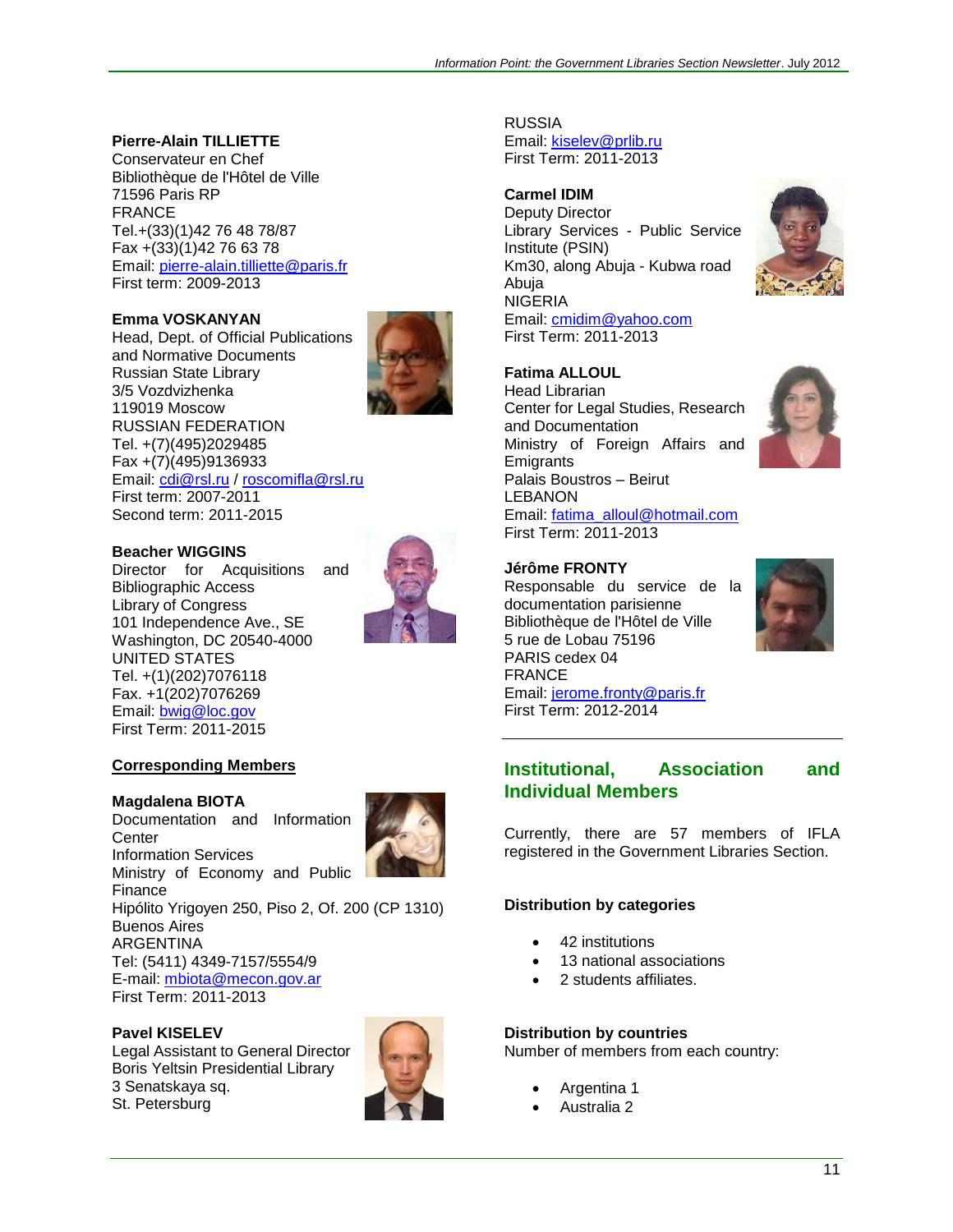**Pierre-Alain TILLIETTE**
Conservateur en Chef
Bibliothèque de l'Hôtel de Ville
71596 Paris RP
FRANCE
Tel.+(33)(1)42 76 48 78/87
Fax +(33)(1)42 76 63 78
Email: pierre-alain.tilliette@paris.fr
First term: 2009-2013

**Emma VOSKANYAN**
Head, Dept. of Official Publications and Normative Documents
Russian State Library
3/5 Vozdvizhenka
119019 Moscow
RUSSIAN FEDERATION
Tel. +(7)(495)2029485
Fax +(7)(495)9136933
Email: cdi@rsl.ru / roscomifla@rsl.ru
First term: 2007-2011
Second term: 2011-2015

**Beacher WIGGINS**
Director for Acquisitions and Bibliographic Access
Library of Congress
101 Independence Ave., SE
Washington, DC 20540-4000
UNITED STATES
Tel. +(1)(202)7076118
Fax. +1(202)7076269
Email: bwig@loc.gov
First Term: 2011-2015

**Corresponding Members**

**Magdalena BIOTA**
Documentation and Information Center
Information Services
Ministry of Economy and Public Finance
Hipólito Yrigoyen 250, Piso 2, Of. 200 (CP 1310)
Buenos Aires
ARGENTINA
Tel: (5411) 4349-7157/5554/9
E-mail: mbiota@mecon.gov.ar
First Term: 2011-2013

**Pavel KISELEV**
Legal Assistant to General Director
Boris Yeltsin Presidential Library
3 Senatskaya sq.
St. Petersburg
RUSSIA
Email: kiselev@prlib.ru
First Term: 2011-2013

**Carmel IDIM**
Deputy Director
Library Services - Public Service Institute (PSIN)
Km30, along Abuja - Kubwa road
Abuja
NIGERIA
Email: cmidim@yahoo.com
First Term: 2011-2013

**Fatima ALLOUL**
Head Librarian
Center for Legal Studies, Research and Documentation
Ministry of Foreign Affairs and Emigrants
Palais Boustros – Beirut
LEBANON
Email: fatima_alloul@hotmail.com
First Term: 2011-2013

**Jérôme FRONTY**
Responsable du service de la documentation parisienne
Bibliothèque de l'Hôtel de Ville
5 rue de Lobau 75196
PARIS cedex 04
FRANCE
Email: jerome.fronty@paris.fr
First Term: 2012-2014

## Institutional, Association and Individual Members

Currently, there are 57 members of IFLA registered in the Government Libraries Section.

**Distribution by categories**

- 42 institutions
- 13 national associations
- 2 students affiliates.

**Distribution by countries**
Number of members from each country:

- Argentina 1
- Australia 2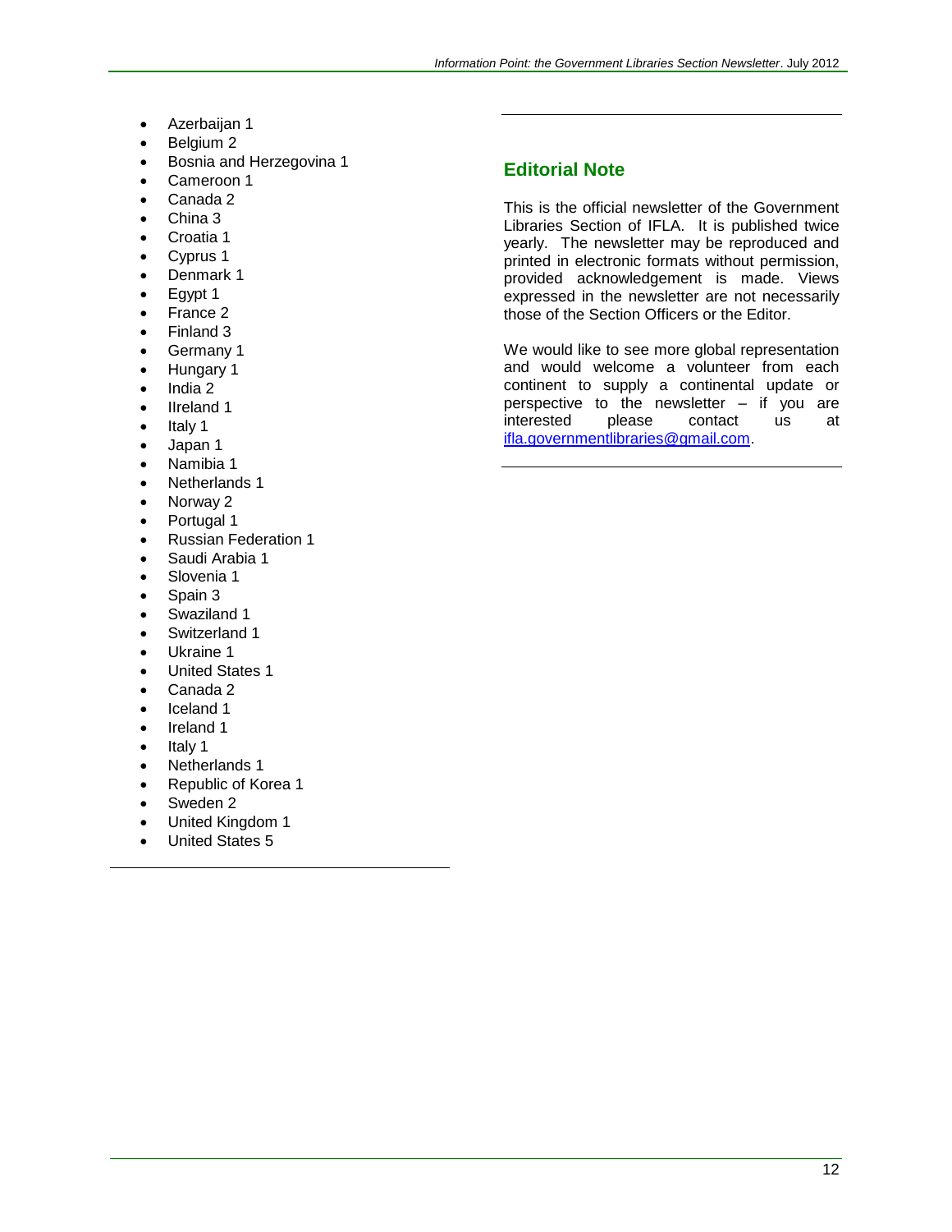- Azerbaijan 1
- Belgium 2
- Bosnia and Herzegovina 1
- Cameroon 1
- Canada 2
- China 3
- Croatia 1
- Cyprus 1
- Denmark 1
- Egypt 1
- France 2
- Finland 3
- Germany 1
- Hungary 1
- India 2
- IIreland 1
- Italy 1
- Japan 1
- Namibia 1
- Netherlands 1
- Norway 2
- Portugal 1
- Russian Federation 1
- Saudi Arabia 1
- Slovenia 1
- Spain 3
- Swaziland 1
- Switzerland 1
- Ukraine 1
- United States 1
- Canada 2
- Iceland 1
- Ireland 1
- Italy 1
- Netherlands 1
- Republic of Korea 1
- Sweden 2
- United Kingdom 1
- United States 5

## Editorial Note

This is the official newsletter of the Government Libraries Section of IFLA. It is published twice yearly. The newsletter may be reproduced and printed in electronic formats without permission, provided acknowledgement is made. Views expressed in the newsletter are not necessarily those of the Section Officers or the Editor.

We would like to see more global representation and would welcome a volunteer from each continent to supply a continental update or perspective to the newsletter – if you are interested please contact us at ifla.governmentlibraries@gmail.com.